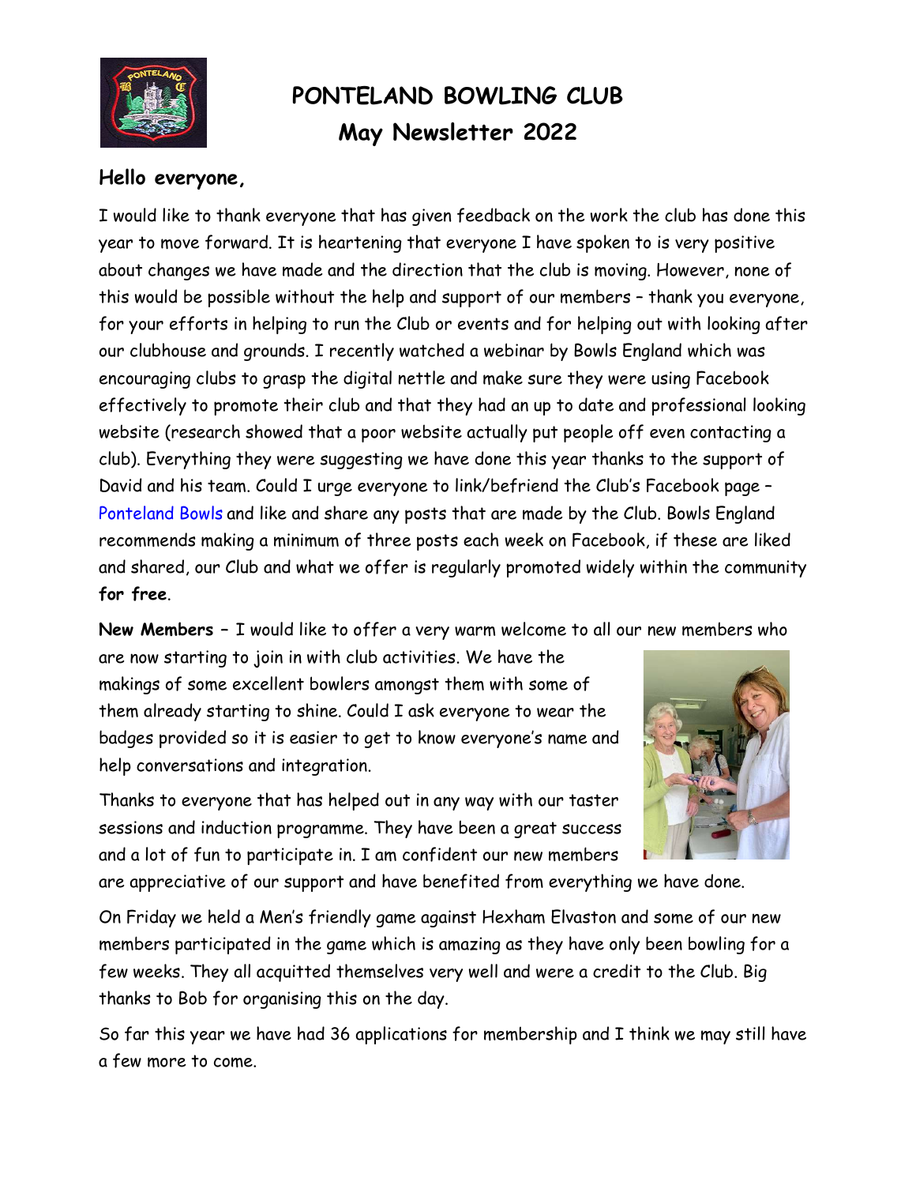# PONTELAND BOWLING CLUB

## May Newsletter 2022

### Hello everyone,

I would like to thank everyone that has given feedback on the work the club has done this year to move forward. It is heartening that everyone I have spoken to is very positive about changes we have made and the direction that the club is moving. However, none of this would be possible without the help and support of our members – thank you everyone, for your efforts in helping to run the Club or events and for helping out with looking after our clubhouse and grounds. I recently watched a webinar by Bowls England which was encouraging clubs to grasp the digital nettle and make sure they were using Facebook effectively to promote their club and that they had an up to date and professional looking website (research showed that a poor website actually put people off even contacting a club). Everything they were suggesting we have done this year thanks to the support of David and his team. Could I urge everyone to link/befriend the Club's Facebook page – Ponteland Bowls and like and share any posts that are made by the Club. Bowls England recommends making a minimum of three posts each week on Facebook, if these are liked and shared, our Club and what we offer is regularly promoted widely within the community **for free**.

**New Members** – I would like to offer a very warm welcome to all our new members who are now starting to join in with club activities. We have the makings of some excellent bowlers amongst them with some of them already starting to shine. Could I ask everyone to wear the badges provided so it is easier to get to know everyone's name and help conversations and integration.

Thanks to everyone that has helped out in any way with our taster sessions and induction programme. They have been a great success and a lot of fun to participate in. I am confident our new members are appreciative of our support and have benefited from everything we have done.

On Friday we held a Men's friendly game against Hexham Elvaston and some of our new members participated in the game which is amazing as they have only been bowling for a few weeks. They all acquitted themselves very well and were a credit to the Club. Big thanks to Bob for organising this on the day.

So far this year we have had 36 applications for membership and I think we may still have a few more to come.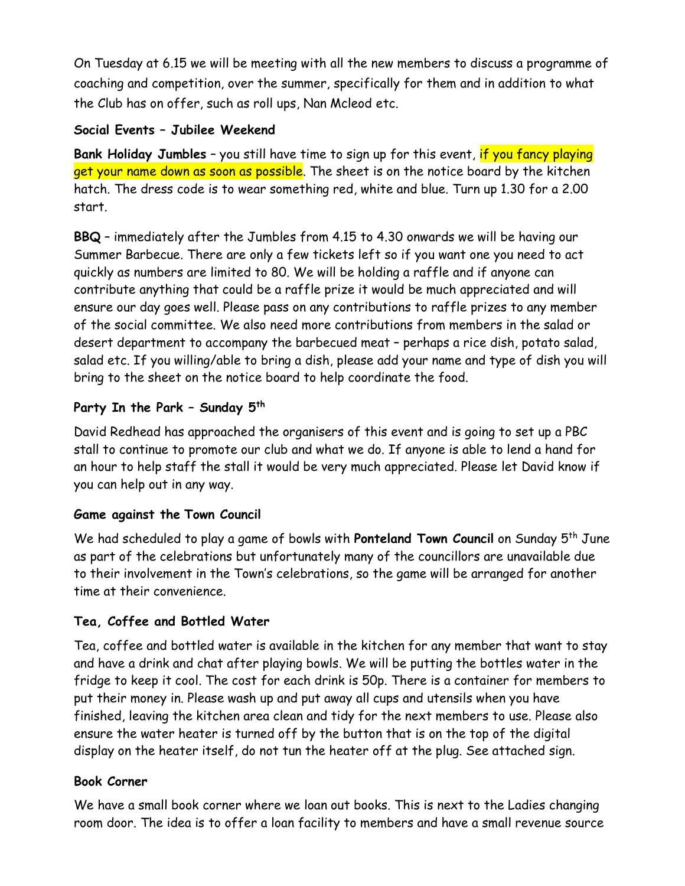On Tuesday at 6.15 we will be meeting with all the new members to discuss a programme of coaching and competition, over the summer, specifically for them and in addition to what the Club has on offer, such as roll ups, Nan Mcleod etc.

**Social Events – Jubilee Weekend**

**Bank Holiday Jumbles** – you still have time to sign up for this event, if you fancy playing get your name down as soon as possible. The sheet is on the notice board by the kitchen hatch. The dress code is to wear something red, white and blue. Turn up 1.30 for a 2.00 start.

**BBQ** – immediately after the Jumbles from 4.15 to 4.30 onwards we will be having our Summer Barbecue. There are only a few tickets left so if you want one you need to act quickly as numbers are limited to 80. We will be holding a raffle and if anyone can contribute anything that could be a raffle prize it would be much appreciated and will ensure our day goes well. Please pass on any contributions to raffle prizes to any member of the social committee. We also need more contributions from members in the salad or desert department to accompany the barbecued meat – perhaps a rice dish, potato salad, salad etc. If you willing/able to bring a dish, please add your name and type of dish you will bring to the sheet on the notice board to help coordinate the food.

**Party In the Park – Sunday 5th**

David Redhead has approached the organisers of this event and is going to set up a PBC stall to continue to promote our club and what we do. If anyone is able to lend a hand for an hour to help staff the stall it would be very much appreciated. Please let David know if you can help out in any way.

**Game against the Town Council**

We had scheduled to play a game of bowls with **Ponteland Town Council** on Sunday 5th June as part of the celebrations but unfortunately many of the councillors are unavailable due to their involvement in the Town's celebrations, so the game will be arranged for another time at their convenience.

**Tea, Coffee and Bottled Water**

Tea, coffee and bottled water is available in the kitchen for any member that want to stay and have a drink and chat after playing bowls. We will be putting the bottles water in the fridge to keep it cool. The cost for each drink is 50p. There is a container for members to put their money in. Please wash up and put away all cups and utensils when you have finished, leaving the kitchen area clean and tidy for the next members to use. Please also ensure the water heater is turned off by the button that is on the top of the digital display on the heater itself, do not tun the heater off at the plug. See attached sign.

**Book Corner**

We have a small book corner where we loan out books. This is next to the Ladies changing room door. The idea is to offer a loan facility to members and have a small revenue source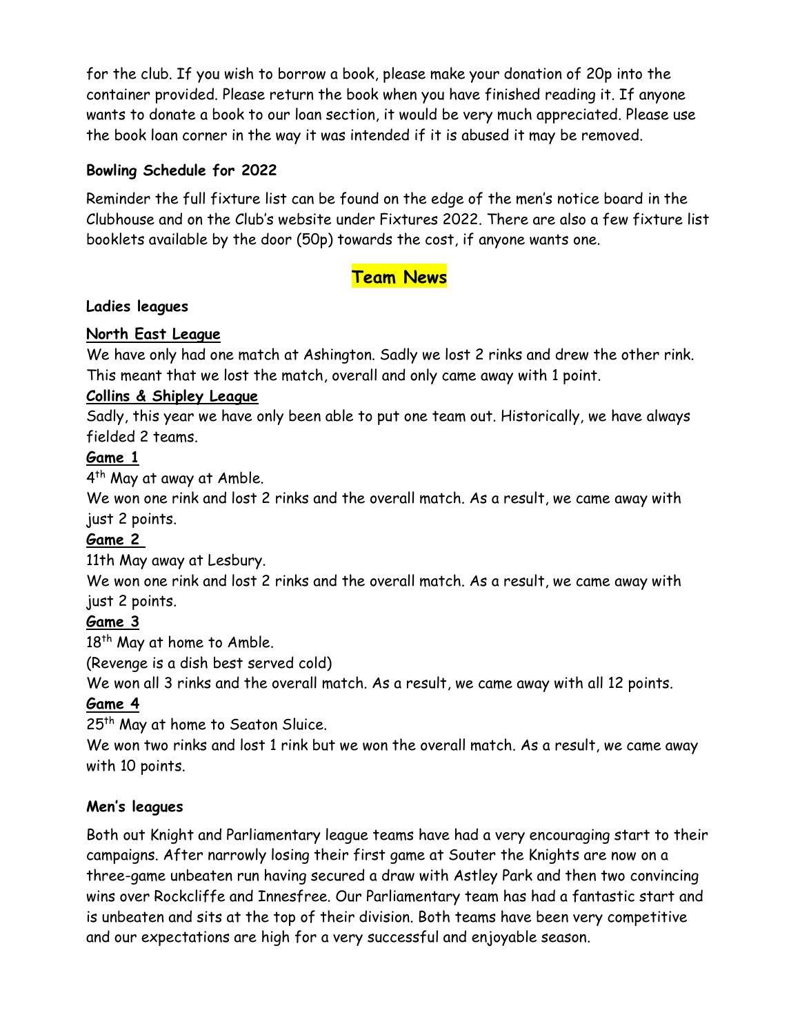for the club. If you wish to borrow a book, please make your donation of 20p into the container provided. Please return the book when you have finished reading it. If anyone wants to donate a book to our loan section, it would be very much appreciated. Please use the book loan corner in the way it was intended if it is abused it may be removed.

**Bowling Schedule for 2022**

Reminder the full fixture list can be found on the edge of the men's notice board in the Clubhouse and on the Club's website under Fixtures 2022. There are also a few fixture list booklets available by the door (50p) towards the cost, if anyone wants one.

## Team News

**Ladies leagues**

**North East League**

We have only had one match at Ashington. Sadly we lost 2 rinks and drew the other rink. This meant that we lost the match, overall and only came away with 1 point.

**Collins & Shipley League**

Sadly, this year we have only been able to put one team out. Historically, we have always fielded 2 teams.

**Game 1**

4th May at away at Amble.

We won one rink and lost 2 rinks and the overall match. As a result, we came away with just 2 points.

**Game 2**

11th May away at Lesbury.

We won one rink and lost 2 rinks and the overall match. As a result, we came away with just 2 points.

**Game 3**

18th May at home to Amble.

(Revenge is a dish best served cold)

We won all 3 rinks and the overall match. As a result, we came away with all 12 points.

**Game 4**

25th May at home to Seaton Sluice.

We won two rinks and lost 1 rink but we won the overall match. As a result, we came away with 10 points.

**Men's leagues**

Both out Knight and Parliamentary league teams have had a very encouraging start to their campaigns. After narrowly losing their first game at Souter the Knights are now on a three-game unbeaten run having secured a draw with Astley Park and then two convincing wins over Rockcliffe and Innesfree. Our Parliamentary team has had a fantastic start and is unbeaten and sits at the top of their division. Both teams have been very competitive and our expectations are high for a very successful and enjoyable season.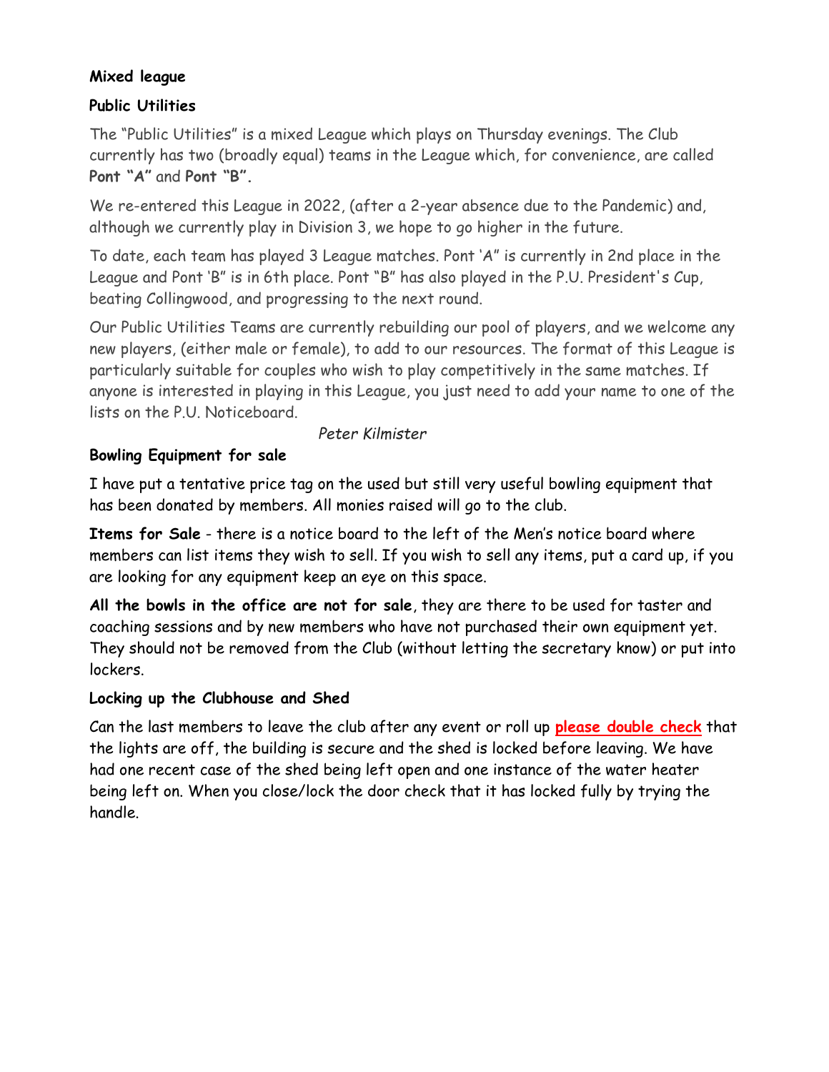**Mixed league**

**Public Utilities**

The "Public Utilities" is a mixed League which plays on Thursday evenings. The Club currently has two (broadly equal) teams in the League which, for convenience, are called **Pont "A"** and **Pont "B".**

We re-entered this League in 2022, (after a 2-year absence due to the Pandemic) and, although we currently play in Division 3, we hope to go higher in the future.

To date, each team has played 3 League matches. Pont 'A" is currently in 2nd place in the League and Pont 'B" is in 6th place. Pont "B" has also played in the P.U. President's Cup, beating Collingwood, and progressing to the next round.

Our Public Utilities Teams are currently rebuilding our pool of players, and we welcome any new players, (either male or female), to add to our resources. The format of this League is particularly suitable for couples who wish to play competitively in the same matches. If anyone is interested in playing in this League, you just need to add your name to one of the lists on the P.U. Noticeboard.

*Peter Kilmister*

**Bowling Equipment for sale**

I have put a tentative price tag on the used but still very useful bowling equipment that has been donated by members. All monies raised will go to the club.

**Items for Sale** - there is a notice board to the left of the Men's notice board where members can list items they wish to sell. If you wish to sell any items, put a card up, if you are looking for any equipment keep an eye on this space.

**All the bowls in the office are not for sale**, they are there to be used for taster and coaching sessions and by new members who have not purchased their own equipment yet. They should not be removed from the Club (without letting the secretary know) or put into lockers.

**Locking up the Clubhouse and Shed**

Can the last members to leave the club after any event or roll up **please double check** that the lights are off, the building is secure and the shed is locked before leaving. We have had one recent case of the shed being left open and one instance of the water heater being left on. When you close/lock the door check that it has locked fully by trying the handle.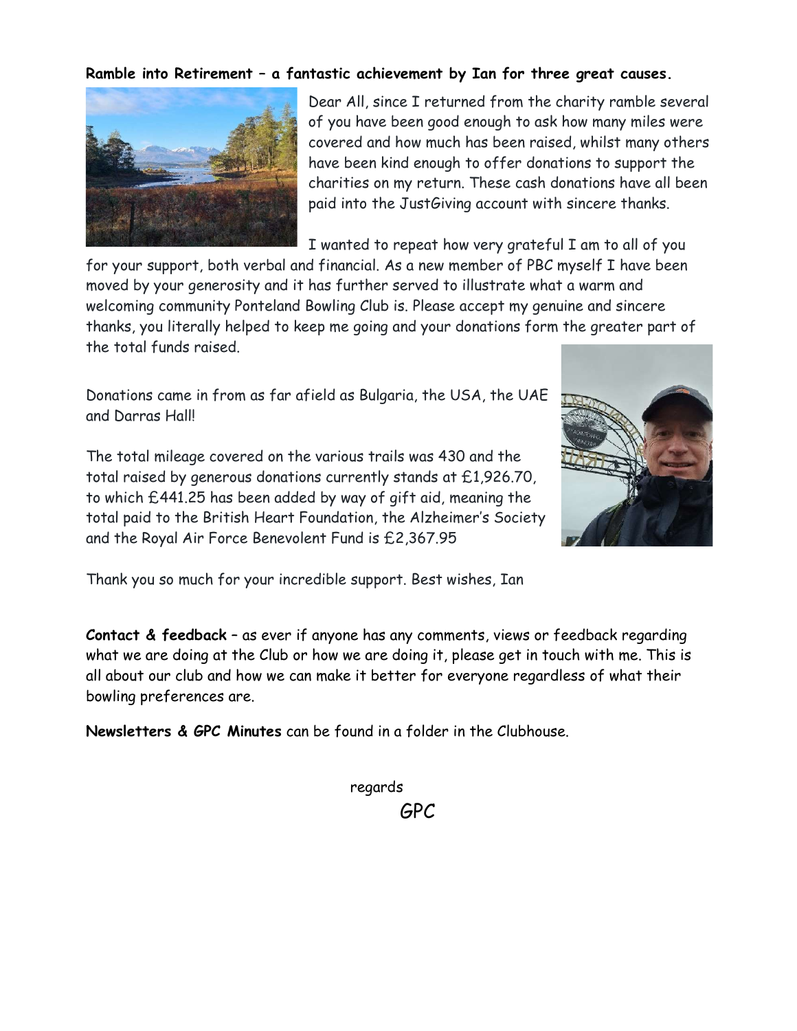**Ramble into Retirement – a fantastic achievement by Ian for three great causes.**

Dear All, since I returned from the charity ramble several of you have been good enough to ask how many miles were covered and how much has been raised, whilst many others have been kind enough to offer donations to support the charities on my return. These cash donations have all been paid into the JustGiving account with sincere thanks.

I wanted to repeat how very grateful I am to all of you for your support, both verbal and financial. As a new member of PBC myself I have been moved by your generosity and it has further served to illustrate what a warm and welcoming community Ponteland Bowling Club is. Please accept my genuine and sincere thanks, you literally helped to keep me going and your donations form the greater part of the total funds raised.

Donations came in from as far afield as Bulgaria, the USA, the UAE and Darras Hall!

The total mileage covered on the various trails was 430 and the total raised by generous donations currently stands at £1,926.70, to which £441.25 has been added by way of gift aid, meaning the total paid to the British Heart Foundation, the Alzheimer's Society and the Royal Air Force Benevolent Fund is £2,367.95

Thank you so much for your incredible support. Best wishes, Ian

**Contact & feedback** – as ever if anyone has any comments, views or feedback regarding what we are doing at the Club or how we are doing it, please get in touch with me. This is all about our club and how we can make it better for everyone regardless of what their bowling preferences are.

**Newsletters & GPC Minutes** can be found in a folder in the Clubhouse.

regards

GPC